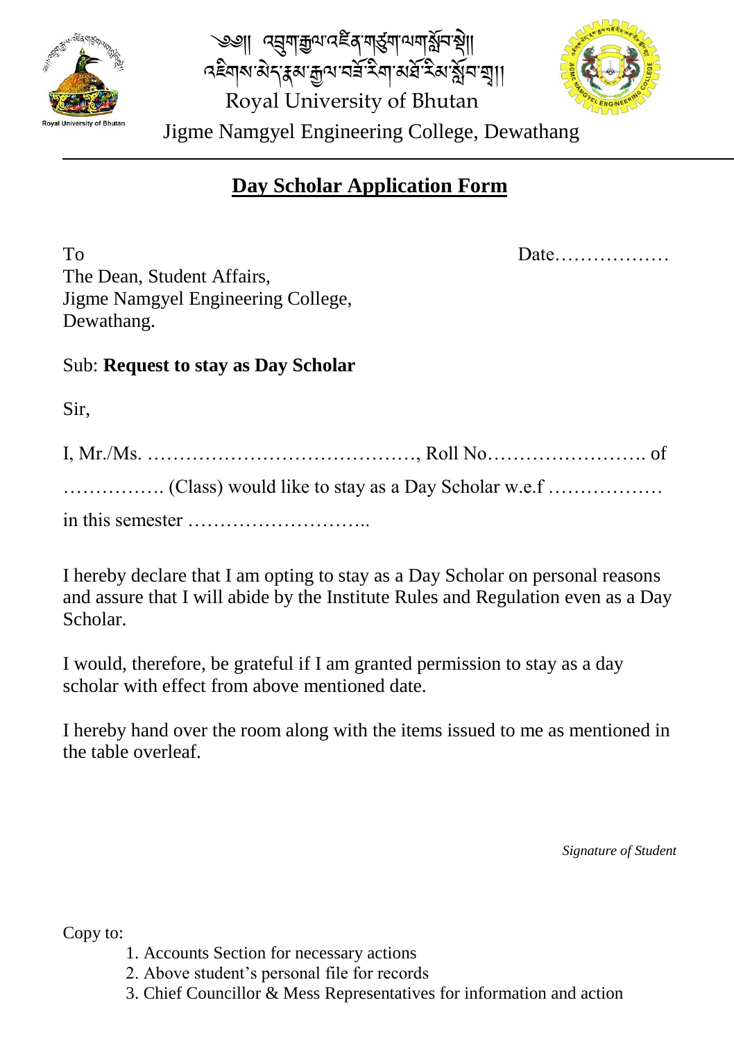༄༅། །འབྲུག་རྒྱལ་འཛིན་གཙུག་ལག་སློབ་སྡེ།།
འཇིགས་མེད་རྣམ་རྒྱལ་བཟོ་རིག་མཐོ་རིམ་སློབ་གྲྭ།།

Royal University of Bhutan

Jigme Namgyel Engineering College, Dewathang

---

## Day Scholar Application Form

To

The Dean, Student Affairs,
Jigme Namgyel Engineering College,
Dewathang.

Date………………

Sub: **Request to stay as Day Scholar**

Sir,

I, Mr./Ms. ……………………………………, Roll No……………………. of ……………. (Class) would like to stay as a Day Scholar w.e.f ……………… in this semester ………………………..

I hereby declare that I am opting to stay as a Day Scholar on personal reasons and assure that I will abide by the Institute Rules and Regulation even as a Day Scholar.

I would, therefore, be grateful if I am granted permission to stay as a day scholar with effect from above mentioned date.

I hereby hand over the room along with the items issued to me as mentioned in the table overleaf.

*Signature of Student*

Copy to:

1. Accounts Section for necessary actions
2. Above student's personal file for records
3. Chief Councillor & Mess Representatives for information and action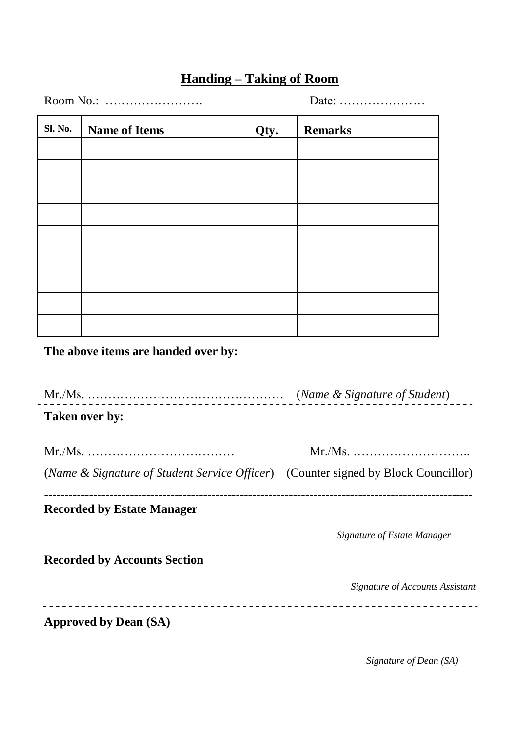# Handing – Taking of Room

Room No.: ……………………  Date: …………………

| Sl. No. | Name of Items | Qty. | Remarks |
|---|---|---|---|
| | | | |
| | | | |
| | | | |
| | | | |
| | | | |
| | | | |
| | | | |
| | | | |
| | | | |

**The above items are handed over by:**

Mr./Ms. …………………………………………  (*Name & Signature of Student*)

---

**Taken over by:**

Mr./Men. ………………………………  Mr./Ms. ………………………..

(*Name & Signature of Student Service Officer*)  (Counter signed by Block Councillor)

---

**Recorded by Estate Manager**

*Signature of Estate Manager*

---

**Recorded by Accounts Section**

*Signature of Accounts Assistant*

---

**Approved by Dean (SA)**

*Signature of Dean (SA)*